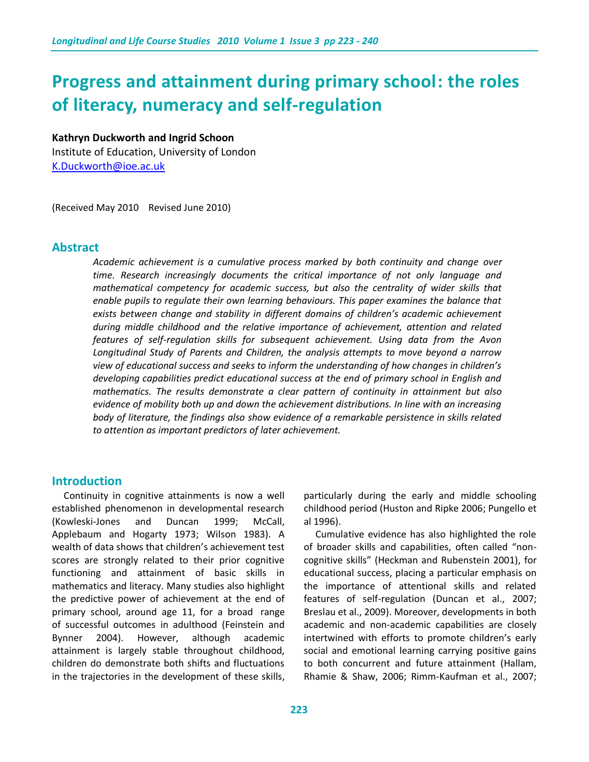# Progress and attainment during primary school: the roles of literacy, numeracy and self-regulation

**Kathryn Duckworth and Ingrid Schoon**
Institute of Education, University of London
K.Duckworth@ioe.ac.uk

(Received May 2010 Revised June 2010)

## Abstract

*Academic achievement is a cumulative process marked by both continuity and change over time. Research increasingly documents the critical importance of not only language and mathematical competency for academic success, but also the centrality of wider skills that enable pupils to regulate their own learning behaviours. This paper examines the balance that exists between change and stability in different domains of children's academic achievement during middle childhood and the relative importance of achievement, attention and related features of self-regulation skills for subsequent achievement. Using data from the Avon Longitudinal Study of Parents and Children, the analysis attempts to move beyond a narrow view of educational success and seeks to inform the understanding of how changes in children's developing capabilities predict educational success at the end of primary school in English and mathematics. The results demonstrate a clear pattern of continuity in attainment but also evidence of mobility both up and down the achievement distributions. In line with an increasing body of literature, the findings also show evidence of a remarkable persistence in skills related to attention as important predictors of later achievement.*

## Introduction

Continuity in cognitive attainments is now a well established phenomenon in developmental research (Kowleski-Jones and Duncan 1999; McCall, Applebaum and Hogarty 1973; Wilson 1983). A wealth of data shows that children's achievement test scores are strongly related to their prior cognitive functioning and attainment of basic skills in mathematics and literacy. Many studies also highlight the predictive power of achievement at the end of primary school, around age 11, for a broad range of successful outcomes in adulthood (Feinstein and Bynner 2004). However, although academic attainment is largely stable throughout childhood, children do demonstrate both shifts and fluctuations in the trajectories in the development of these skills, particularly during the early and middle schooling childhood period (Huston and Ripke 2006; Pungello et al 1996).

Cumulative evidence has also highlighted the role of broader skills and capabilities, often called "non-cognitive skills" (Heckman and Rubenstein 2001), for educational success, placing a particular emphasis on the importance of attentional skills and related features of self-regulation (Duncan et al., 2007; Breslau et al., 2009). Moreover, developments in both academic and non-academic capabilities are closely intertwined with efforts to promote children's early social and emotional learning carrying positive gains to both concurrent and future attainment (Hallam, Rhamie & Shaw, 2006; Rimm-Kaufman et al., 2007;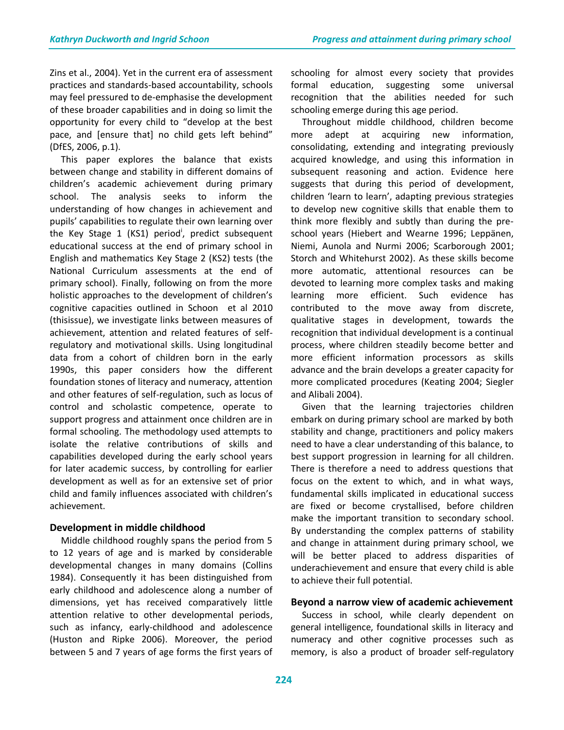Zins et al., 2004). Yet in the current era of assessment practices and standards-based accountability, schools may feel pressured to de-emphasise the development of these broader capabilities and in doing so limit the opportunity for every child to "develop at the best pace, and [ensure that] no child gets left behind" (DfES, 2006, p.1).

This paper explores the balance that exists between change and stability in different domains of children's academic achievement during primary school. The analysis seeks to inform the understanding of how changes in achievement and pupils' capabilities to regulate their own learning over the Key Stage 1 (KS1) period[i], predict subsequent educational success at the end of primary school in English and mathematics Key Stage 2 (KS2) tests (the National Curriculum assessments at the end of primary school). Finally, following on from the more holistic approaches to the development of children's cognitive capacities outlined in Schoon et al 2010 (thisissue), we investigate links between measures of achievement, attention and related features of self-regulatory and motivational skills. Using longitudinal data from a cohort of children born in the early 1990s, this paper considers how the different foundation stones of literacy and numeracy, attention and other features of self-regulation, such as locus of control and scholastic competence, operate to support progress and attainment once children are in formal schooling. The methodology used attempts to isolate the relative contributions of skills and capabilities developed during the early school years for later academic success, by controlling for earlier development as well as for an extensive set of prior child and family influences associated with children's achievement.

## Development in middle childhood

Middle childhood roughly spans the period from 5 to 12 years of age and is marked by considerable developmental changes in many domains (Collins 1984). Consequently it has been distinguished from early childhood and adolescence along a number of dimensions, yet has received comparatively little attention relative to other developmental periods, such as infancy, early-childhood and adolescence (Huston and Ripke 2006). Moreover, the period between 5 and 7 years of age forms the first years of schooling for almost every society that provides formal education, suggesting some universal recognition that the abilities needed for such schooling emerge during this age period.

Throughout middle childhood, children become more adept at acquiring new information, consolidating, extending and integrating previously acquired knowledge, and using this information in subsequent reasoning and action. Evidence here suggests that during this period of development, children 'learn to learn', adapting previous strategies to develop new cognitive skills that enable them to think more flexibly and subtly than during the pre-school years (Hiebert and Wearne 1996; Leppänen, Niemi, Aunola and Nurmi 2006; Scarborough 2001; Storch and Whitehurst 2002). As these skills become more automatic, attentional resources can be devoted to learning more complex tasks and making learning more efficient. Such evidence has contributed to the move away from discrete, qualitative stages in development, towards the recognition that individual development is a continual process, where children steadily become better and more efficient information processors as skills advance and the brain develops a greater capacity for more complicated procedures (Keating 2004; Siegler and Alibali 2004).

Given that the learning trajectories children embark on during primary school are marked by both stability and change, practitioners and policy makers need to have a clear understanding of this balance, to best support progression in learning for all children. There is therefore a need to address questions that focus on the extent to which, and in what ways, fundamental skills implicated in educational success are fixed or become crystallised, before children make the important transition to secondary school. By understanding the complex patterns of stability and change in attainment during primary school, we will be better placed to address disparities of underachievement and ensure that every child is able to achieve their full potential.

## Beyond a narrow view of academic achievement

Success in school, while clearly dependent on general intelligence, foundational skills in literacy and numeracy and other cognitive processes such as memory, is also a product of broader self-regulatory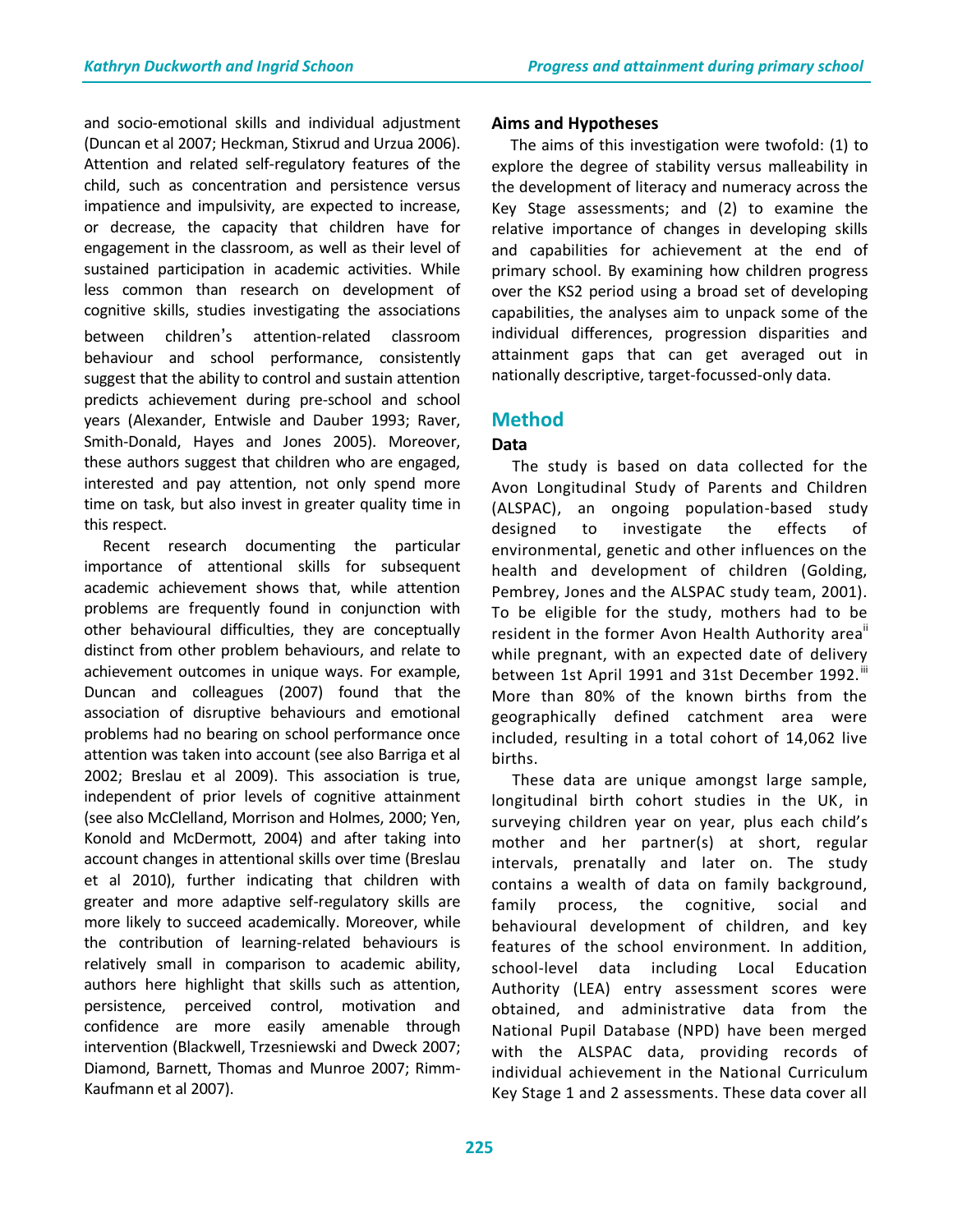and socio-emotional skills and individual adjustment (Duncan et al 2007; Heckman, Stixrud and Urzua 2006). Attention and related self-regulatory features of the child, such as concentration and persistence versus impatience and impulsivity, are expected to increase, or decrease, the capacity that children have for engagement in the classroom, as well as their level of sustained participation in academic activities. While less common than research on development of cognitive skills, studies investigating the associations between children's attention-related classroom behaviour and school performance, consistently suggest that the ability to control and sustain attention predicts achievement during pre-school and school years (Alexander, Entwisle and Dauber 1993; Raver, Smith-Donald, Hayes and Jones 2005). Moreover, these authors suggest that children who are engaged, interested and pay attention, not only spend more time on task, but also invest in greater quality time in this respect.

Recent research documenting the particular importance of attentional skills for subsequent academic achievement shows that, while attention problems are frequently found in conjunction with other behavioural difficulties, they are conceptually distinct from other problem behaviours, and relate to achievement outcomes in unique ways. For example, Duncan and colleagues (2007) found that the association of disruptive behaviours and emotional problems had no bearing on school performance once attention was taken into account (see also Barriga et al 2002; Breslau et al 2009). This association is true, independent of prior levels of cognitive attainment (see also McClelland, Morrison and Holmes, 2000; Yen, Konold and McDermott, 2004) and after taking into account changes in attentional skills over time (Breslau et al 2010), further indicating that children with greater and more adaptive self-regulatory skills are more likely to succeed academically. Moreover, while the contribution of learning-related behaviours is relatively small in comparison to academic ability, authors here highlight that skills such as attention, persistence, perceived control, motivation and confidence are more easily amenable through intervention (Blackwell, Trzesniewski and Dweck 2007; Diamond, Barnett, Thomas and Munroe 2007; Rimm-Kaufmann et al 2007).

### Aims and Hypotheses

The aims of this investigation were twofold: (1) to explore the degree of stability versus malleability in the development of literacy and numeracy across the Key Stage assessments; and (2) to examine the relative importance of changes in developing skills and capabilities for achievement at the end of primary school. By examining how children progress over the KS2 period using a broad set of developing capabilities, the analyses aim to unpack some of the individual differences, progression disparities and attainment gaps that can get averaged out in nationally descriptive, target-focussed-only data.

## Method

### Data

The study is based on data collected for the Avon Longitudinal Study of Parents and Children (ALSPAC), an ongoing population-based study designed to investigate the effects of environmental, genetic and other influences on the health and development of children (Golding, Pembrey, Jones and the ALSPAC study team, 2001). To be eligible for the study, mothers had to be resident in the former Avon Health Authority area[ii] while pregnant, with an expected date of delivery between 1st April 1991 and 31st December 1992.[iii] More than 80% of the known births from the geographically defined catchment area were included, resulting in a total cohort of 14,062 live births.

These data are unique amongst large sample, longitudinal birth cohort studies in the UK, in surveying children year on year, plus each child's mother and her partner(s) at short, regular intervals, prenatally and later on. The study contains a wealth of data on family background, family process, the cognitive, social and behavioural development of children, and key features of the school environment. In addition, school-level data including Local Education Authority (LEA) entry assessment scores were obtained, and administrative data from the National Pupil Database (NPD) have been merged with the ALSPAC data, providing records of individual achievement in the National Curriculum Key Stage 1 and 2 assessments. These data cover all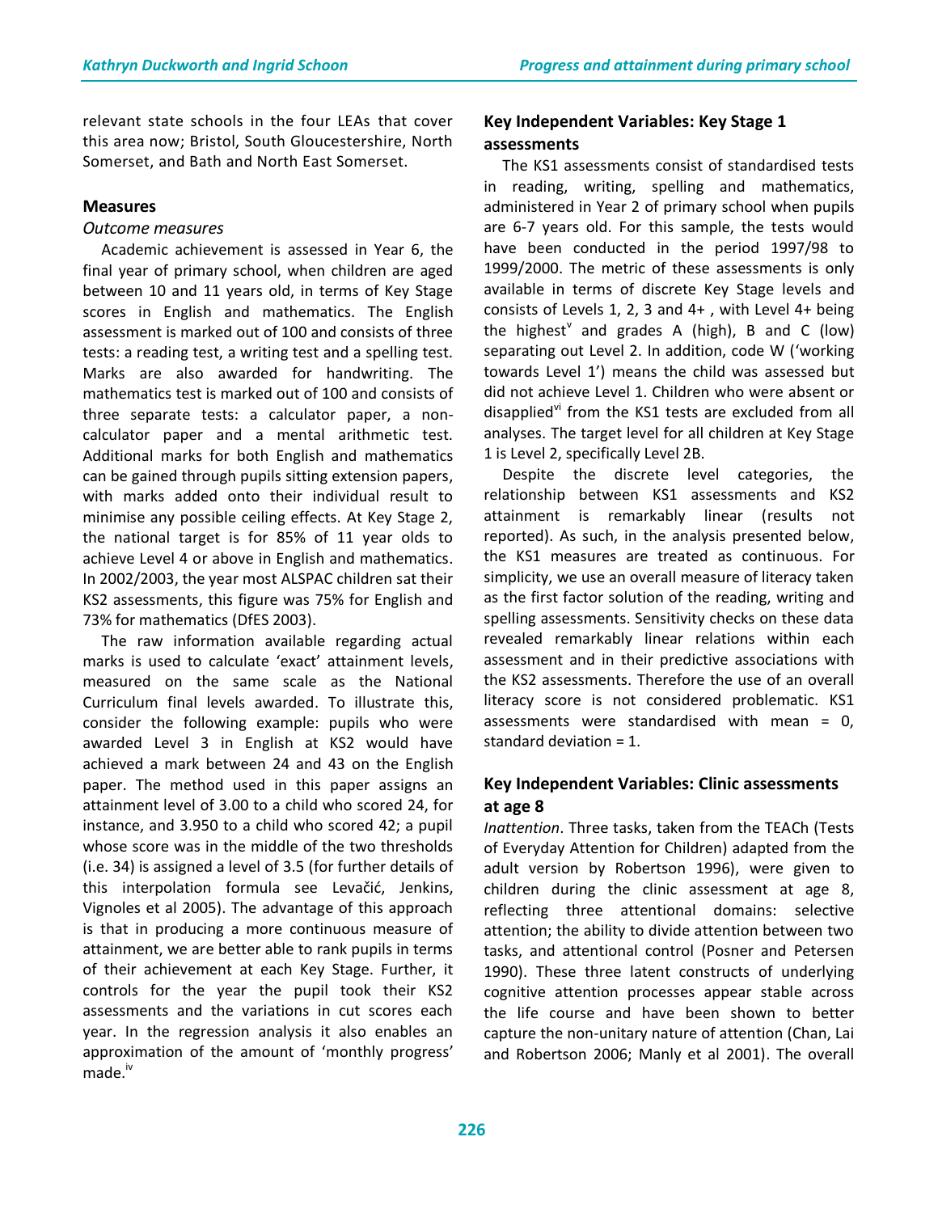relevant state schools in the four LEAs that cover this area now; Bristol, South Gloucestershire, North Somerset, and Bath and North East Somerset.

### Measures

*Outcome measures*

Academic achievement is assessed in Year 6, the final year of primary school, when children are aged between 10 and 11 years old, in terms of Key Stage scores in English and mathematics. The English assessment is marked out of 100 and consists of three tests: a reading test, a writing test and a spelling test. Marks are also awarded for handwriting. The mathematics test is marked out of 100 and consists of three separate tests: a calculator paper, a non-calculator paper and a mental arithmetic test. Additional marks for both English and mathematics can be gained through pupils sitting extension papers, with marks added onto their individual result to minimise any possible ceiling effects. At Key Stage 2, the national target is for 85% of 11 year olds to achieve Level 4 or above in English and mathematics. In 2002/2003, the year most ALSPAC children sat their KS2 assessments, this figure was 75% for English and 73% for mathematics (DfES 2003).

The raw information available regarding actual marks is used to calculate 'exact' attainment levels, measured on the same scale as the National Curriculum final levels awarded. To illustrate this, consider the following example: pupils who were awarded Level 3 in English at KS2 would have achieved a mark between 24 and 43 on the English paper. The method used in this paper assigns an attainment level of 3.00 to a child who scored 24, for instance, and 3.950 to a child who scored 42; a pupil whose score was in the middle of the two thresholds (i.e. 34) is assigned a level of 3.5 (for further details of this interpolation formula see Levačić, Jenkins, Vignoles et al 2005). The advantage of this approach is that in producing a more continuous measure of attainment, we are better able to rank pupils in terms of their achievement at each Key Stage. Further, it controls for the year the pupil took their KS2 assessments and the variations in cut scores each year. In the regression analysis it also enables an approximation of the amount of 'monthly progress' made.[iv]

### Key Independent Variables: Key Stage 1 assessments

The KS1 assessments consist of standardised tests in reading, writing, spelling and mathematics, administered in Year 2 of primary school when pupils are 6-7 years old. For this sample, the tests would have been conducted in the period 1997/98 to 1999/2000. The metric of these assessments is only available in terms of discrete Key Stage levels and consists of Levels 1, 2, 3 and 4+ , with Level 4+ being the highest[v] and grades A (high), B and C (low) separating out Level 2. In addition, code W ('working towards Level 1') means the child was assessed but did not achieve Level 1. Children who were absent or disapplied[vi] from the KS1 tests are excluded from all analyses. The target level for all children at Key Stage 1 is Level 2, specifically Level 2B.

Despite the discrete level categories, the relationship between KS1 assessments and KS2 attainment is remarkably linear (results not reported). As such, in the analysis presented below, the KS1 measures are treated as continuous. For simplicity, we use an overall measure of literacy taken as the first factor solution of the reading, writing and spelling assessments. Sensitivity checks on these data revealed remarkably linear relations within each assessment and in their predictive associations with the KS2 assessments. Therefore the use of an overall literacy score is not considered problematic. KS1 assessments were standardised with mean = 0, standard deviation = 1.

### Key Independent Variables: Clinic assessments at age 8

*Inattention*. Three tasks, taken from the TEACh (Tests of Everyday Attention for Children) adapted from the adult version by Robertson 1996), were given to children during the clinic assessment at age 8, reflecting three attentional domains: selective attention; the ability to divide attention between two tasks, and attentional control (Posner and Petersen 1990). These three latent constructs of underlying cognitive attention processes appear stable across the life course and have been shown to better capture the non-unitary nature of attention (Chan, Lai and Robertson 2006; Manly et al 2001). The overall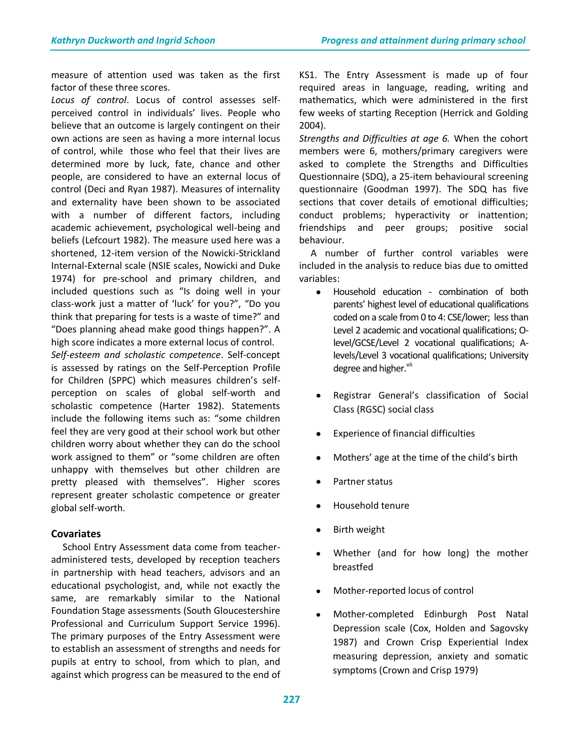measure of attention used was taken as the first factor of these three scores.

*Locus of control*. Locus of control assesses self-perceived control in individuals' lives. People who believe that an outcome is largely contingent on their own actions are seen as having a more internal locus of control, while those who feel that their lives are determined more by luck, fate, chance and other people, are considered to have an external locus of control (Deci and Ryan 1987). Measures of internality and externality have been shown to be associated with a number of different factors, including academic achievement, psychological well-being and beliefs (Lefcourt 1982). The measure used here was a shortened, 12-item version of the Nowicki-Strickland Internal-External scale (NSIE scales, Nowicki and Duke 1974) for pre-school and primary children, and included questions such as "Is doing well in your class-work just a matter of 'luck' for you?", "Do you think that preparing for tests is a waste of time?" and "Does planning ahead make good things happen?". A high score indicates a more external locus of control.

*Self-esteem and scholastic competence*. Self-concept is assessed by ratings on the Self-Perception Profile for Children (SPPC) which measures children's self-perception on scales of global self-worth and scholastic competence (Harter 1982). Statements include the following items such as: "some children feel they are very good at their school work but other children worry about whether they can do the school work assigned to them" or "some children are often unhappy with themselves but other children are pretty pleased with themselves". Higher scores represent greater scholastic competence or greater global self-worth.

### Covariates

School Entry Assessment data come from teacher-administered tests, developed by reception teachers in partnership with head teachers, advisors and an educational psychologist, and, while not exactly the same, are remarkably similar to the National Foundation Stage assessments (South Gloucestershire Professional and Curriculum Support Service 1996). The primary purposes of the Entry Assessment were to establish an assessment of strengths and needs for pupils at entry to school, from which to plan, and against which progress can be measured to the end of KS1. The Entry Assessment is made up of four required areas in language, reading, writing and mathematics, which were administered in the first few weeks of starting Reception (Herrick and Golding 2004).

*Strengths and Difficulties at age 6.* When the cohort members were 6, mothers/primary caregivers were asked to complete the Strengths and Difficulties Questionnaire (SDQ), a 25-item behavioural screening questionnaire (Goodman 1997). The SDQ has five sections that cover details of emotional difficulties; conduct problems; hyperactivity or inattention; friendships and peer groups; positive social behaviour.

A number of further control variables were included in the analysis to reduce bias due to omitted variables:

- Household education - combination of both parents' highest level of educational qualifications coded on a scale from 0 to 4: CSE/lower; less than Level 2 academic and vocational qualifications; O-level/GCSE/Level 2 vocational qualifications; A-levels/Level 3 vocational qualifications; University degree and higher.[vii]
- Registrar General's classification of Social Class (RGSC) social class
- Experience of financial difficulties
- Mothers' age at the time of the child's birth
- Partner status
- Household tenure
- Birth weight
- Whether (and for how long) the mother breastfed
- Mother-reported locus of control
- Mother-completed Edinburgh Post Natal Depression scale (Cox, Holden and Sagovsky 1987) and Crown Crisp Experiential Index measuring depression, anxiety and somatic symptoms (Crown and Crisp 1979)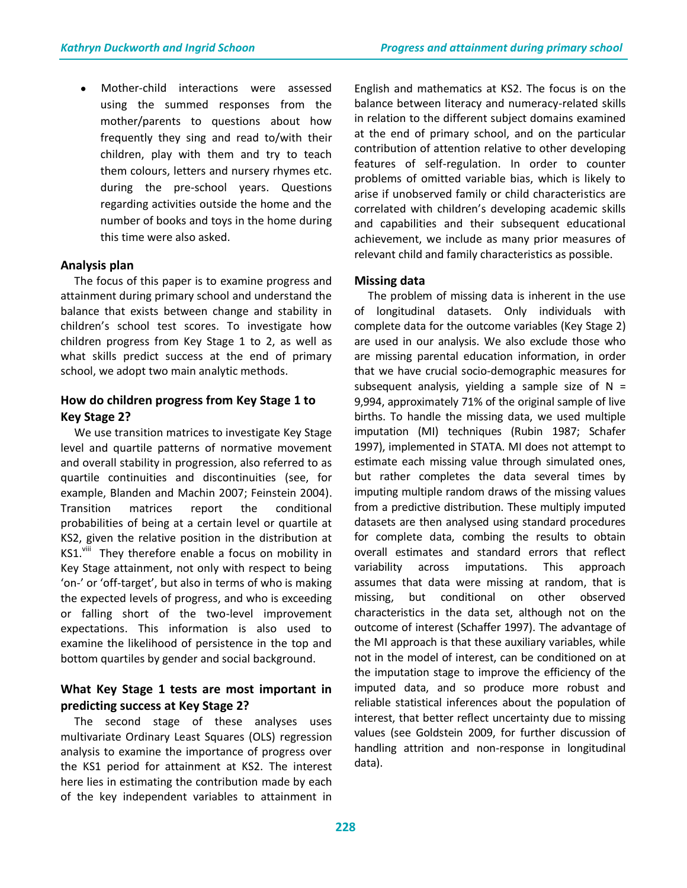- Mother-child interactions were assessed using the summed responses from the mother/parents to questions about how frequently they sing and read to/with their children, play with them and try to teach them colours, letters and nursery rhymes etc. during the pre-school years. Questions regarding activities outside the home and the number of books and toys in the home during this time were also asked.

### Analysis plan

The focus of this paper is to examine progress and attainment during primary school and understand the balance that exists between change and stability in children's school test scores. To investigate how children progress from Key Stage 1 to 2, as well as what skills predict success at the end of primary school, we adopt two main analytic methods.

### How do children progress from Key Stage 1 to Key Stage 2?

We use transition matrices to investigate Key Stage level and quartile patterns of normative movement and overall stability in progression, also referred to as quartile continuities and discontinuities (see, for example, Blanden and Machin 2007; Feinstein 2004). Transition matrices report the conditional probabilities of being at a certain level or quartile at KS2, given the relative position in the distribution at KS1.[viii] They therefore enable a focus on mobility in Key Stage attainment, not only with respect to being 'on-' or 'off-target', but also in terms of who is making the expected levels of progress, and who is exceeding or falling short of the two-level improvement expectations. This information is also used to examine the likelihood of persistence in the top and bottom quartiles by gender and social background.

### What Key Stage 1 tests are most important in predicting success at Key Stage 2?

The second stage of these analyses uses multivariate Ordinary Least Squares (OLS) regression analysis to examine the importance of progress over the KS1 period for attainment at KS2. The interest here lies in estimating the contribution made by each of the key independent variables to attainment in English and mathematics at KS2. The focus is on the balance between literacy and numeracy-related skills in relation to the different subject domains examined at the end of primary school, and on the particular contribution of attention relative to other developing features of self-regulation. In order to counter problems of omitted variable bias, which is likely to arise if unobserved family or child characteristics are correlated with children's developing academic skills and capabilities and their subsequent educational achievement, we include as many prior measures of relevant child and family characteristics as possible.

### Missing data

The problem of missing data is inherent in the use of longitudinal datasets. Only individuals with complete data for the outcome variables (Key Stage 2) are used in our analysis. We also exclude those who are missing parental education information, in order that we have crucial socio-demographic measures for subsequent analysis, yielding a sample size of N = 9,994, approximately 71% of the original sample of live births. To handle the missing data, we used multiple imputation (MI) techniques (Rubin 1987; Schafer 1997), implemented in STATA. MI does not attempt to estimate each missing value through simulated ones, but rather completes the data several times by imputing multiple random draws of the missing values from a predictive distribution. These multiply imputed datasets are then analysed using standard procedures for complete data, combing the results to obtain overall estimates and standard errors that reflect variability across imputations. This approach assumes that data were missing at random, that is missing, but conditional on other observed characteristics in the data set, although not on the outcome of interest (Schaffer 1997). The advantage of the MI approach is that these auxiliary variables, while not in the model of interest, can be conditioned on at the imputation stage to improve the efficiency of the imputed data, and so produce more robust and reliable statistical inferences about the population of interest, that better reflect uncertainty due to missing values (see Goldstein 2009, for further discussion of handling attrition and non-response in longitudinal data).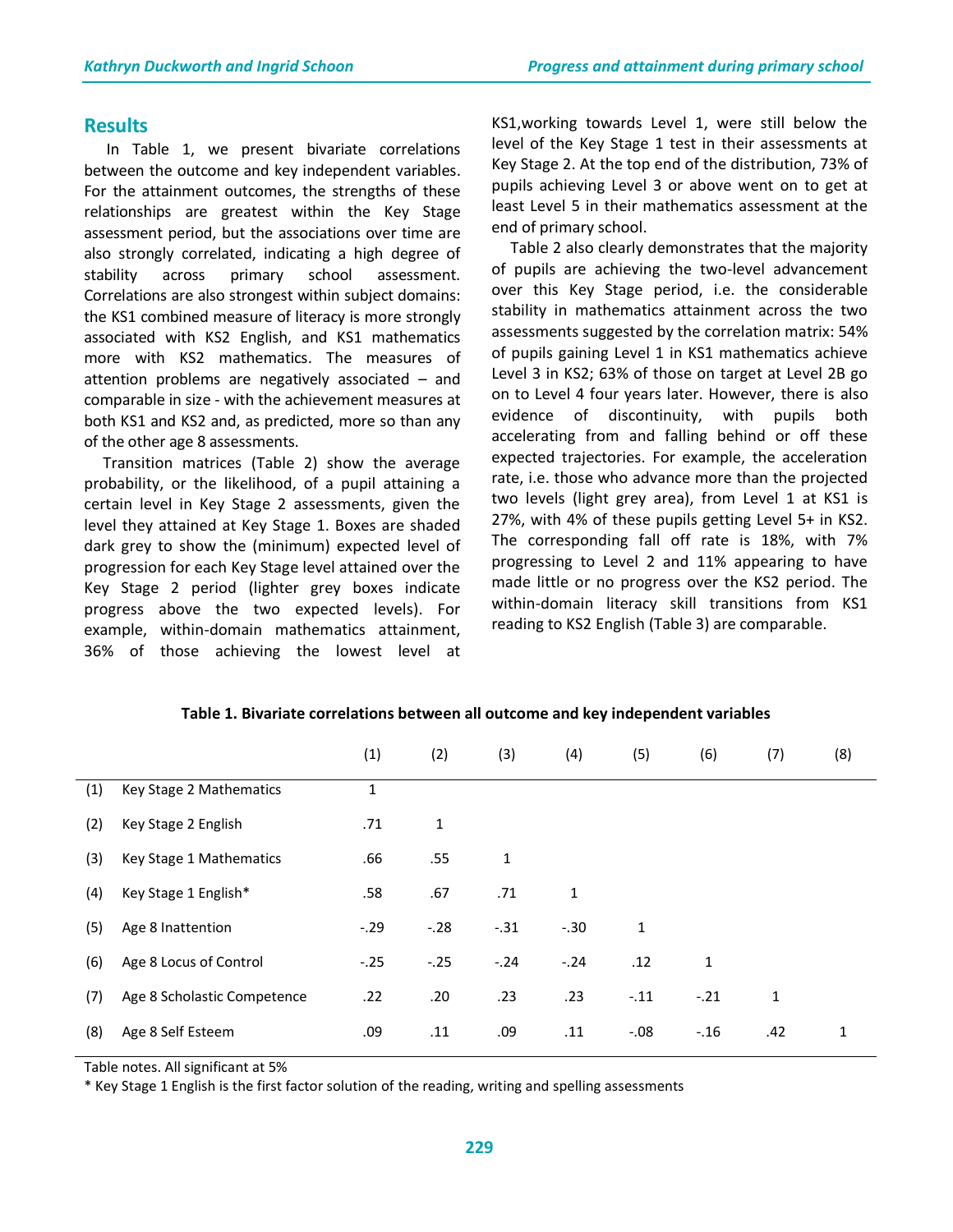## Results

In Table 1, we present bivariate correlations between the outcome and key independent variables. For the attainment outcomes, the strengths of these relationships are greatest within the Key Stage assessment period, but the associations over time are also strongly correlated, indicating a high degree of stability across primary school assessment. Correlations are also strongest within subject domains: the KS1 combined measure of literacy is more strongly associated with KS2 English, and KS1 mathematics more with KS2 mathematics. The measures of attention problems are negatively associated – and comparable in size - with the achievement measures at both KS1 and KS2 and, as predicted, more so than any of the other age 8 assessments.

Transition matrices (Table 2) show the average probability, or the likelihood, of a pupil attaining a certain level in Key Stage 2 assessments, given the level they attained at Key Stage 1. Boxes are shaded dark grey to show the (minimum) expected level of progression for each Key Stage level attained over the Key Stage 2 period (lighter grey boxes indicate progress above the two expected levels). For example, within-domain mathematics attainment, 36% of those achieving the lowest level at KS1,working towards Level 1, were still below the level of the Key Stage 1 test in their assessments at Key Stage 2. At the top end of the distribution, 73% of pupils achieving Level 3 or above went on to get at least Level 5 in their mathematics assessment at the end of primary school.

Table 2 also clearly demonstrates that the majority of pupils are achieving the two-level advancement over this Key Stage period, i.e. the considerable stability in mathematics attainment across the two assessments suggested by the correlation matrix: 54% of pupils gaining Level 1 in KS1 mathematics achieve Level 3 in KS2; 63% of those on target at Level 2B go on to Level 4 four years later. However, there is also evidence of discontinuity, with pupils both accelerating from and falling behind or off these expected trajectories. For example, the acceleration rate, i.e. those who advance more than the projected two levels (light grey area), from Level 1 at KS1 is 27%, with 4% of these pupils getting Level 5+ in KS2. The corresponding fall off rate is 18%, with 7% progressing to Level 2 and 11% appearing to have made little or no progress over the KS2 period. The within-domain literacy skill transitions from KS1 reading to KS2 English (Table 3) are comparable.

**Table 1. Bivariate correlations between all outcome and key independent variables**

| | | (1) | (2) | (3) | (4) | (5) | (6) | (7) | (8) |
|---|---|---|---|---|---|---|---|---|---|
| (1) | Key Stage 2 Mathematics | 1 | | | | | | | |
| (2) | Key Stage 2 English | .71 | 1 | | | | | | |
| (3) | Key Stage 1 Mathematics | .66 | .55 | 1 | | | | | |
| (4) | Key Stage 1 English* | .58 | .67 | .71 | 1 | | | | |
| (5) | Age 8 Inattention | -.29 | -.28 | -.31 | -.30 | 1 | | | |
| (6) | Age 8 Locus of Control | -.25 | -.25 | -.24 | -.24 | .12 | 1 | | |
| (7) | Age 8 Scholastic Competence | .22 | .20 | .23 | .23 | -.11 | -.21 | 1 | |
| (8) | Age 8 Self Esteem | .09 | .11 | .09 | .11 | -.08 | -.16 | .42 | 1 |

Table notes. All significant at 5%

* Key Stage 1 English is the first factor solution of the reading, writing and spelling assessments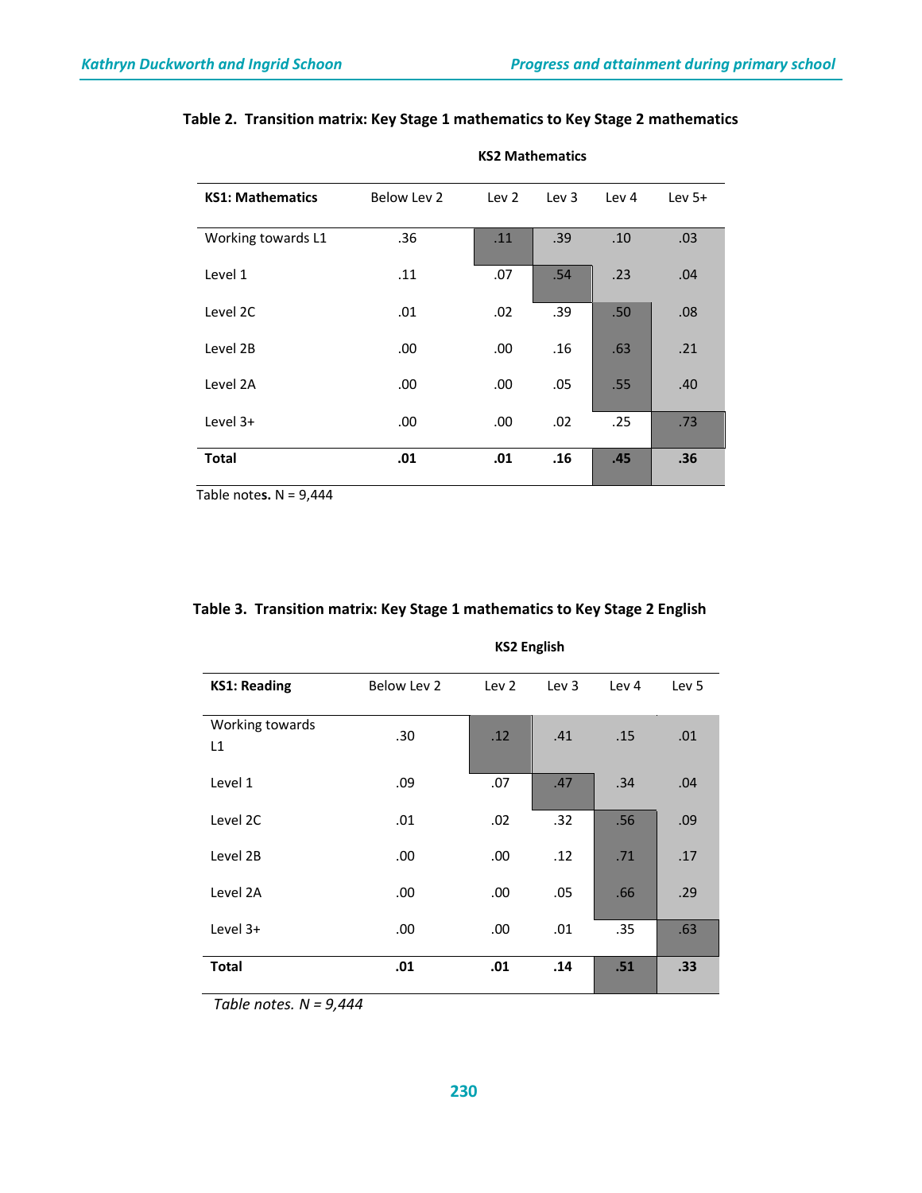**Table 2. Transition matrix: Key Stage 1 mathematics to Key Stage 2 mathematics**

| | KS2 Mathematics | | | | |
|---|---|---|---|---|---|
| **KS1: Mathematics** | Below Lev 2 | Lev 2 | Lev 3 | Lev 4 | Lev 5+ |
| Working towards L1 | .36 | .11 | .39 | .10 | .03 |
| Level 1 | .11 | .07 | .54 | .23 | .04 |
| Level 2C | .01 | .02 | .39 | .50 | .08 |
| Level 2B | .00 | .00 | .16 | .63 | .21 |
| Level 2A | .00 | .00 | .05 | .55 | .40 |
| Level 3+ | .00 | .00 | .02 | .25 | .73 |
| **Total** | **.01** | **.01** | **.16** | **.45** | **.36** |

Table notes. N = 9,444

**Table 3. Transition matrix: Key Stage 1 mathematics to Key Stage 2 English**

| | KS2 English | | | | |
|---|---|---|---|---|---|
| **KS1: Reading** | Below Lev 2 | Lev 2 | Lev 3 | Lev 4 | Lev 5 |
| Working towards L1 | .30 | .12 | .41 | .15 | .01 |
| Level 1 | .09 | .07 | .47 | .34 | .04 |
| Level 2C | .01 | .02 | .32 | .56 | .09 |
| Level 2B | .00 | .00 | .12 | .71 | .17 |
| Level 2A | .00 | .00 | .05 | .66 | .29 |
| Level 3+ | .00 | .00 | .01 | .35 | .63 |
| **Total** | **.01** | **.01** | **.14** | **.51** | **.33** |

*Table notes. N = 9,444*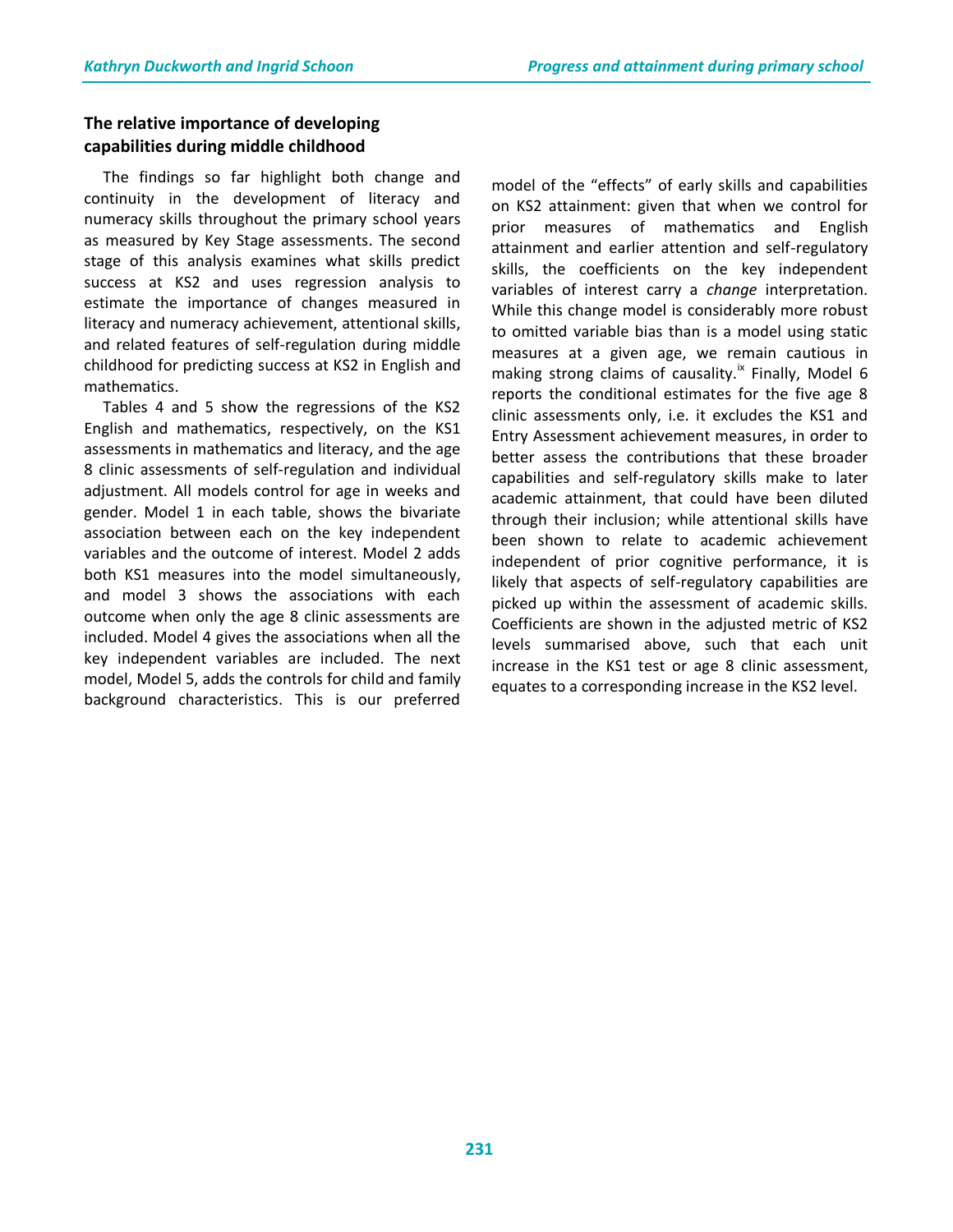## The relative importance of developing capabilities during middle childhood

The findings so far highlight both change and continuity in the development of literacy and numeracy skills throughout the primary school years as measured by Key Stage assessments. The second stage of this analysis examines what skills predict success at KS2 and uses regression analysis to estimate the importance of changes measured in literacy and numeracy achievement, attentional skills, and related features of self-regulation during middle childhood for predicting success at KS2 in English and mathematics.

Tables 4 and 5 show the regressions of the KS2 English and mathematics, respectively, on the KS1 assessments in mathematics and literacy, and the age 8 clinic assessments of self-regulation and individual adjustment. All models control for age in weeks and gender. Model 1 in each table, shows the bivariate association between each on the key independent variables and the outcome of interest. Model 2 adds both KS1 measures into the model simultaneously, and model 3 shows the associations with each outcome when only the age 8 clinic assessments are included. Model 4 gives the associations when all the key independent variables are included. The next model, Model 5, adds the controls for child and family background characteristics. This is our preferred model of the "effects" of early skills and capabilities on KS2 attainment: given that when we control for prior measures of mathematics and English attainment and earlier attention and self-regulatory skills, the coefficients on the key independent variables of interest carry a *change* interpretation. While this change model is considerably more robust to omitted variable bias than is a model using static measures at a given age, we remain cautious in making strong claims of causality.[ix] Finally, Model 6 reports the conditional estimates for the five age 8 clinic assessments only, i.e. it excludes the KS1 and Entry Assessment achievement measures, in order to better assess the contributions that these broader capabilities and self-regulatory skills make to later academic attainment, that could have been diluted through their inclusion; while attentional skills have been shown to relate to academic achievement independent of prior cognitive performance, it is likely that aspects of self-regulatory capabilities are picked up within the assessment of academic skills. Coefficients are shown in the adjusted metric of KS2 levels summarised above, such that each unit increase in the KS1 test or age 8 clinic assessment, equates to a corresponding increase in the KS2 level.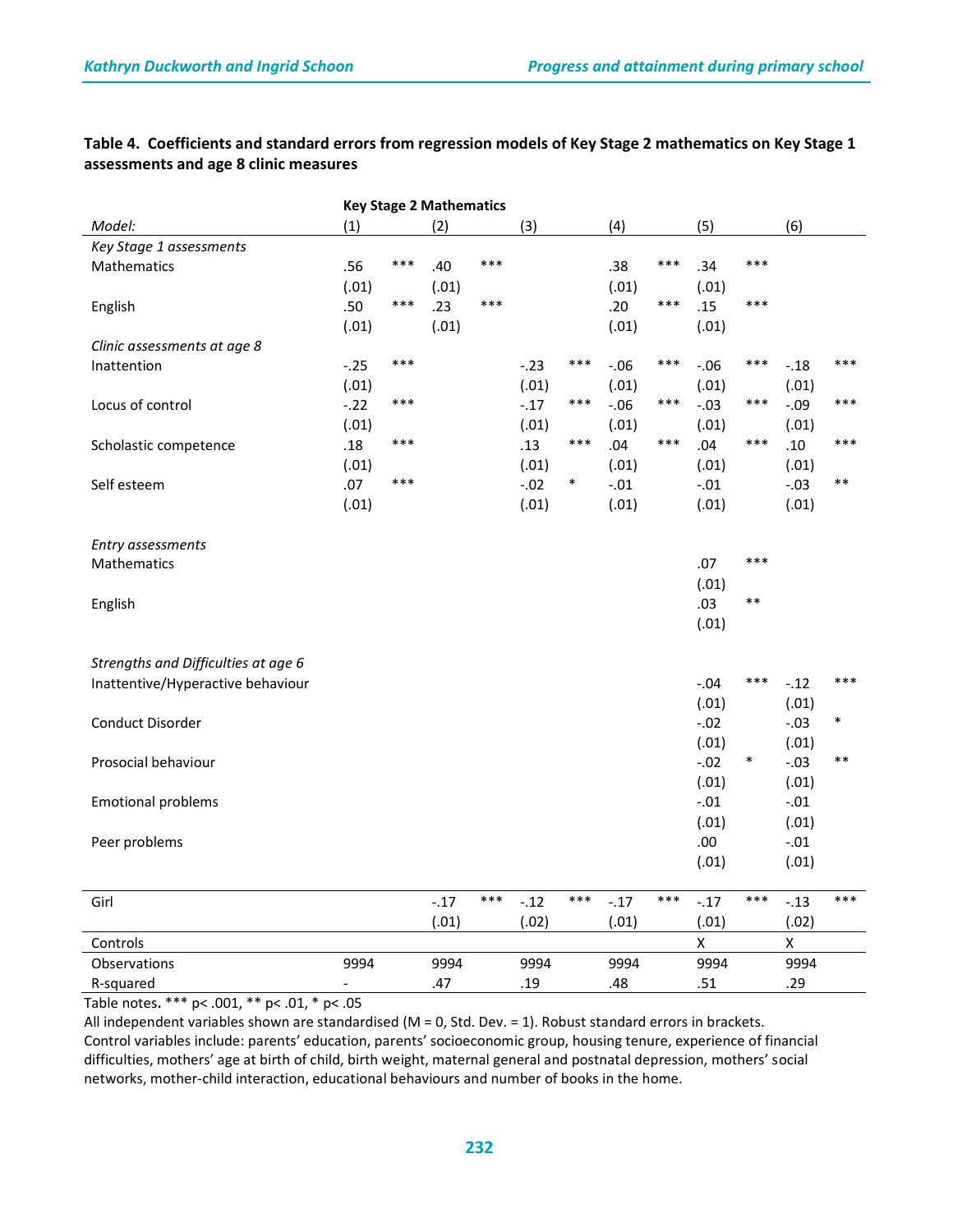**Table 4. Coefficients and standard errors from regression models of Key Stage 2 mathematics on Key Stage 1 assessments and age 8 clinic measures**

| | Key Stage 2 Mathematics | | | | | | | | | | | |
|---|---|---|---|---|---|---|---|---|---|---|---|---|
| *Model:* | (1) | | (2) | | (3) | | (4) | | (5) | | (6) | |
| *Key Stage 1 assessments* | | | | | | | | | | | | |
| Mathematics | .56 | *** | .40 | *** | | | .38 | *** | .34 | *** | | |
| | (.01) | | (.01) | | | | (.01) | | (.01) | | | |
| English | .50 | *** | .23 | *** | | | .20 | *** | .15 | *** | | |
| | (.01) | | (.01) | | | | (.01) | | (.01) | | | |
| *Clinic assessments at age 8* | | | | | | | | | | | | |
| Inattention | -.25 | *** | | | -.23 | *** | -.06 | *** | -.06 | *** | -.18 | *** |
| | (.01) | | | | (.01) | | (.01) | | (.01) | | (.01) | |
| Locus of control | -.22 | *** | | | -.17 | *** | -.06 | *** | -.03 | *** | -.09 | *** |
| | (.01) | | | | (.01) | | (.01) | | (.01) | | (.01) | |
| Scholastic competence | .18 | *** | | | .13 | *** | .04 | *** | .04 | *** | .10 | *** |
| | (.01) | | | | (.01) | | (.01) | | (.01) | | (.01) | |
| Self esteem | .07 | *** | | | -.02 | * | -.01 | | -.01 | | -.03 | ** |
| | (.01) | | | | (.01) | | (.01) | | (.01) | | (.01) | |
| *Entry assessments* | | | | | | | | | | | | |
| Mathematics | | | | | | | | | .07 | *** | | |
| | | | | | | | | | (.01) | | | |
| English | | | | | | | | | .03 | ** | | |
| | | | | | | | | | (.01) | | | |
| *Strengths and Difficulties at age 6* | | | | | | | | | | | | |
| Inattentive/Hyperactive behaviour | | | | | | | | | -.04 | *** | -.12 | *** |
| | | | | | | | | | (.01) | | (.01) | |
| Conduct Disorder | | | | | | | | | -.02 | | -.03 | * |
| | | | | | | | | | (.01) | | (.01) | |
| Prosocial behaviour | | | | | | | | | -.02 | * | -.03 | ** |
| | | | | | | | | | (.01) | | (.01) | |
| Emotional problems | | | | | | | | | -.01 | | -.01 | |
| | | | | | | | | | (.01) | | (.01) | |
| Peer problems | | | | | | | | | .00 | | -.01 | |
| | | | | | | | | | (.01) | | (.01) | |
| Girl | | | -.17 | *** | -.12 | *** | -.17 | *** | -.17 | *** | -.13 | *** |
| | | | (.01) | | (.02) | | (.01) | | (.01) | | (.02) | |
| Controls | | | | | | | | | X | | X | |
| Observations | 9994 | | 9994 | | 9994 | | 9994 | | 9994 | | 9994 | |
| R-squared | - | | .47 | | .19 | | .48 | | .51 | | .29 | |

Table notes**.** *** p< .001, ** p< .01, * p< .05

All independent variables shown are standardised (M = 0, Std. Dev. = 1). Robust standard errors in brackets.

Control variables include: parents' education, parents' socioeconomic group, housing tenure, experience of financial difficulties, mothers' age at birth of child, birth weight, maternal general and postnatal depression, mothers' social networks, mother-child interaction, educational behaviours and number of books in the home.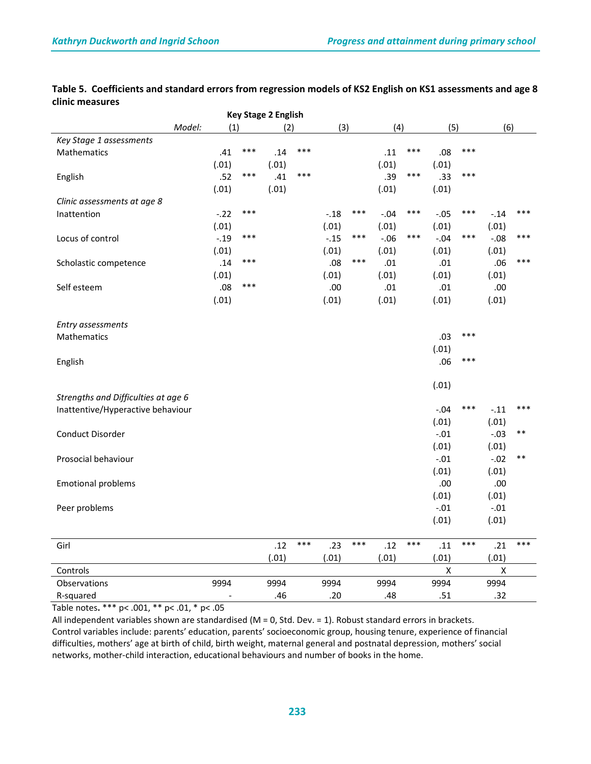**Table 5. Coefficients and standard errors from regression models of KS2 English on KS1 assessments and age 8 clinic measures**

| | Key Stage 2 English | | | | | |
|---|---|---|---|---|---|---|
| Model: | (1) | (2) | (3) | (4) | (5) | (6) |
| *Key Stage 1 assessments* | | | | | | |
| Mathematics | .41 *** | .14 *** | | .11 *** | .08 *** | |
| | (.01) | (.01) | | (.01) | (.01) | |
| English | .52 *** | .41 *** | | .39 *** | .33 *** | |
| | (.01) | (.01) | | (.01) | (.01) | |
| *Clinic assessments at age 8* | | | | | | |
| Inattention | -.22 *** | | -.18 *** | -.04 *** | -.05 *** | -.14 *** |
| | (.01) | | (.01) | (.01) | (.01) | (.01) |
| Locus of control | -.19 *** | | -.15 *** | -.06 *** | -.04 *** | -.08 *** |
| | (.01) | | (.01) | (.01) | (.01) | (.01) |
| Scholastic competence | .14 *** | | .08 *** | .01 | .01 | .06 *** |
| | (.01) | | (.01) | (.01) | (.01) | (.01) |
| Self esteem | .08 *** | | .00 | .01 | .01 | .00 |
| | (.01) | | (.01) | (.01) | (.01) | (.01) |
| *Entry assessments* | | | | | | |
| Mathematics | | | | | .03 *** | |
| | | | | | (.01) | |
| English | | | | | .06 *** | |
| | | | | | (.01) | |
| *Strengths and Difficulties at age 6* | | | | | | |
| Inattentive/Hyperactive behaviour | | | | | -.04 *** | -.11 *** |
| | | | | | (.01) | (.01) |
| Conduct Disorder | | | | | -.01 | -.03 ** |
| | | | | | (.01) | (.01) |
| Prosocial behaviour | | | | | -.01 | -.02 ** |
| | | | | | (.01) | (.01) |
| Emotional problems | | | | | .00 | .00 |
| | | | | | (.01) | (.01) |
| Peer problems | | | | | -.01 | -.01 |
| | | | | | (.01) | (.01) |
| Girl | | .12 *** | .23 *** | .12 *** | .11 *** | .21 *** |
| | | (.01) | (.01) | (.01) | (.01) | (.01) |
| Controls | | | | | X | X |
| Observations | 9994 | 9994 | 9994 | 9994 | 9994 | 9994 |
| R-squared | - | .46 | .20 | .48 | .51 | .32 |

Table notes**.** *** p< .001, ** p< .01, * p< .05

All independent variables shown are standardised (M = 0, Std. Dev. = 1). Robust standard errors in brackets.
Control variables include: parents' education, parents' socioeconomic group, housing tenure, experience of financial difficulties, mothers' age at birth of child, birth weight, maternal general and postnatal depression, mothers' social networks, mother-child interaction, educational behaviours and number of books in the home.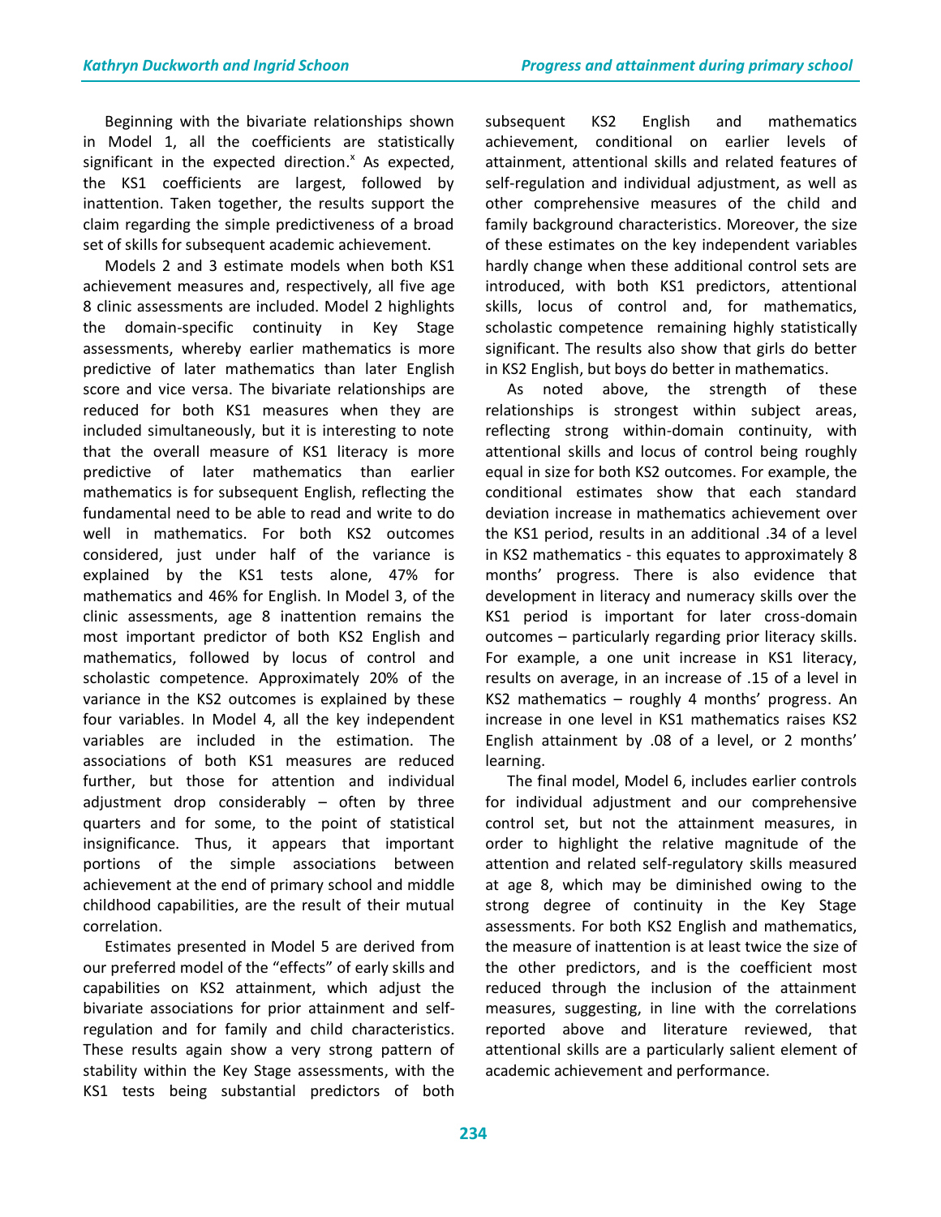Beginning with the bivariate relationships shown in Model 1, all the coefficients are statistically significant in the expected direction.[x] As expected, the KS1 coefficients are largest, followed by inattention. Taken together, the results support the claim regarding the simple predictiveness of a broad set of skills for subsequent academic achievement.

Models 2 and 3 estimate models when both KS1 achievement measures and, respectively, all five age 8 clinic assessments are included. Model 2 highlights the domain-specific continuity in Key Stage assessments, whereby earlier mathematics is more predictive of later mathematics than later English score and vice versa. The bivariate relationships are reduced for both KS1 measures when they are included simultaneously, but it is interesting to note that the overall measure of KS1 literacy is more predictive of later mathematics than earlier mathematics is for subsequent English, reflecting the fundamental need to be able to read and write to do well in mathematics. For both KS2 outcomes considered, just under half of the variance is explained by the KS1 tests alone, 47% for mathematics and 46% for English. In Model 3, of the clinic assessments, age 8 inattention remains the most important predictor of both KS2 English and mathematics, followed by locus of control and scholastic competence. Approximately 20% of the variance in the KS2 outcomes is explained by these four variables. In Model 4, all the key independent variables are included in the estimation. The associations of both KS1 measures are reduced further, but those for attention and individual adjustment drop considerably – often by three quarters and for some, to the point of statistical insignificance. Thus, it appears that important portions of the simple associations between achievement at the end of primary school and middle childhood capabilities, are the result of their mutual correlation.

Estimates presented in Model 5 are derived from our preferred model of the "effects" of early skills and capabilities on KS2 attainment, which adjust the bivariate associations for prior attainment and self-regulation and for family and child characteristics. These results again show a very strong pattern of stability within the Key Stage assessments, with the KS1 tests being substantial predictors of both subsequent KS2 English and mathematics achievement, conditional on earlier levels of attainment, attentional skills and related features of self-regulation and individual adjustment, as well as other comprehensive measures of the child and family background characteristics. Moreover, the size of these estimates on the key independent variables hardly change when these additional control sets are introduced, with both KS1 predictors, attentional skills, locus of control and, for mathematics, scholastic competence remaining highly statistically significant. The results also show that girls do better in KS2 English, but boys do better in mathematics.

As noted above, the strength of these relationships is strongest within subject areas, reflecting strong within-domain continuity, with attentional skills and locus of control being roughly equal in size for both KS2 outcomes. For example, the conditional estimates show that each standard deviation increase in mathematics achievement over the KS1 period, results in an additional .34 of a level in KS2 mathematics - this equates to approximately 8 months' progress. There is also evidence that development in literacy and numeracy skills over the KS1 period is important for later cross-domain outcomes – particularly regarding prior literacy skills. For example, a one unit increase in KS1 literacy, results on average, in an increase of .15 of a level in KS2 mathematics – roughly 4 months' progress. An increase in one level in KS1 mathematics raises KS2 English attainment by .08 of a level, or 2 months' learning.

The final model, Model 6, includes earlier controls for individual adjustment and our comprehensive control set, but not the attainment measures, in order to highlight the relative magnitude of the attention and related self-regulatory skills measured at age 8, which may be diminished owing to the strong degree of continuity in the Key Stage assessments. For both KS2 English and mathematics, the measure of inattention is at least twice the size of the other predictors, and is the coefficient most reduced through the inclusion of the attainment measures, suggesting, in line with the correlations reported above and literature reviewed, that attentional skills are a particularly salient element of academic achievement and performance.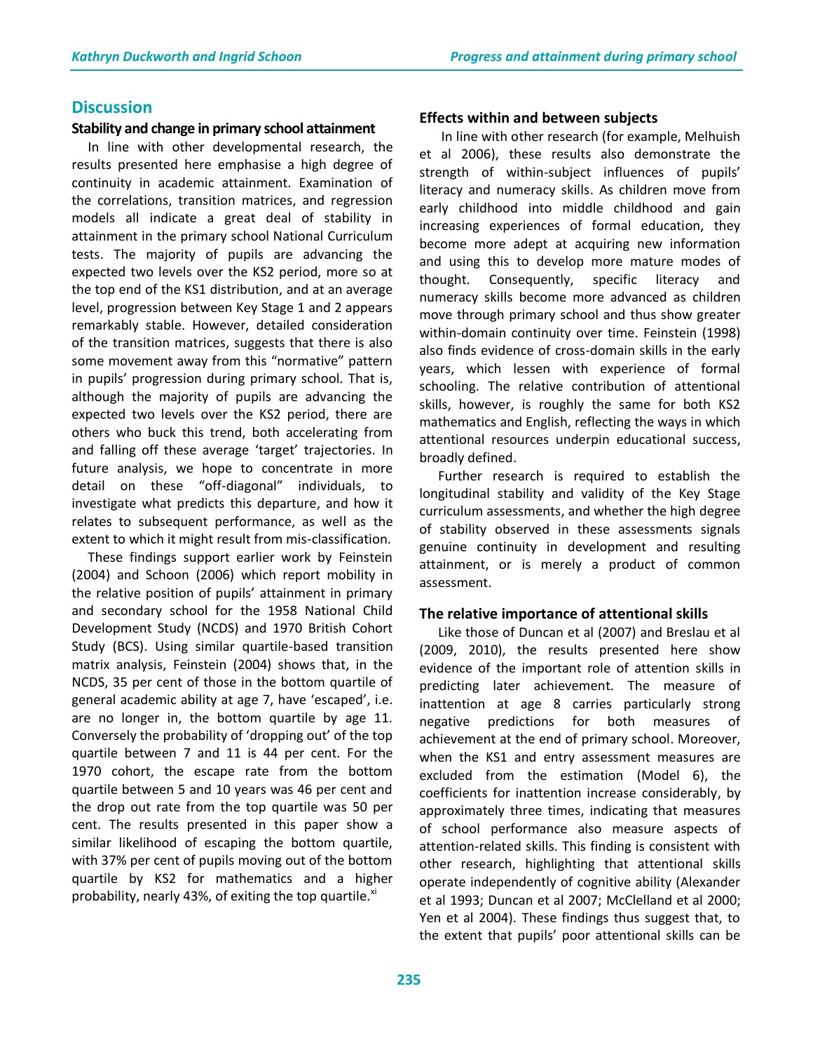## Discussion

### Stability and change in primary school attainment

In line with other developmental research, the results presented here emphasise a high degree of continuity in academic attainment. Examination of the correlations, transition matrices, and regression models all indicate a great deal of stability in attainment in the primary school National Curriculum tests. The majority of pupils are advancing the expected two levels over the KS2 period, more so at the top end of the KS1 distribution, and at an average level, progression between Key Stage 1 and 2 appears remarkably stable. However, detailed consideration of the transition matrices, suggests that there is also some movement away from this "normative" pattern in pupils' progression during primary school. That is, although the majority of pupils are advancing the expected two levels over the KS2 period, there are others who buck this trend, both accelerating from and falling off these average 'target' trajectories. In future analysis, we hope to concentrate in more detail on these "off-diagonal" individuals, to investigate what predicts this departure, and how it relates to subsequent performance, as well as the extent to which it might result from mis-classification.

These findings support earlier work by Feinstein (2004) and Schoon (2006) which report mobility in the relative position of pupils' attainment in primary and secondary school for the 1958 National Child Development Study (NCDS) and 1970 British Cohort Study (BCS). Using similar quartile-based transition matrix analysis, Feinstein (2004) shows that, in the NCDS, 35 per cent of those in the bottom quartile of general academic ability at age 7, have 'escaped', i.e. are no longer in, the bottom quartile by age 11. Conversely the probability of 'dropping out' of the top quartile between 7 and 11 is 44 per cent. For the 1970 cohort, the escape rate from the bottom quartile between 5 and 10 years was 46 per cent and the drop out rate from the top quartile was 50 per cent. The results presented in this paper show a similar likelihood of escaping the bottom quartile, with 37% per cent of pupils moving out of the bottom quartile by KS2 for mathematics and a higher probability, nearly 43%, of exiting the top quartile.[xi]

### Effects within and between subjects

In line with other research (for example, Melhuish et al 2006), these results also demonstrate the strength of within-subject influences of pupils' literacy and numeracy skills. As children move from early childhood into middle childhood and gain increasing experiences of formal education, they become more adept at acquiring new information and using this to develop more mature modes of thought. Consequently, specific literacy and numeracy skills become more advanced as children move through primary school and thus show greater within-domain continuity over time. Feinstein (1998) also finds evidence of cross-domain skills in the early years, which lessen with experience of formal schooling. The relative contribution of attentional skills, however, is roughly the same for both KS2 mathematics and English, reflecting the ways in which attentional resources underpin educational success, broadly defined.

Further research is required to establish the longitudinal stability and validity of the Key Stage curriculum assessments, and whether the high degree of stability observed in these assessments signals genuine continuity in development and resulting attainment, or is merely a product of common assessment.

### The relative importance of attentional skills

Like those of Duncan et al (2007) and Breslau et al (2009, 2010), the results presented here show evidence of the important role of attention skills in predicting later achievement. The measure of inattention at age 8 carries particularly strong negative predictions for both measures of achievement at the end of primary school. Moreover, when the KS1 and entry assessment measures are excluded from the estimation (Model 6), the coefficients for inattention increase considerably, by approximately three times, indicating that measures of school performance also measure aspects of attention-related skills. This finding is consistent with other research, highlighting that attentional skills operate independently of cognitive ability (Alexander et al 1993; Duncan et al 2007; McClelland et al 2000; Yen et al 2004). These findings thus suggest that, to the extent that pupils' poor attentional skills can be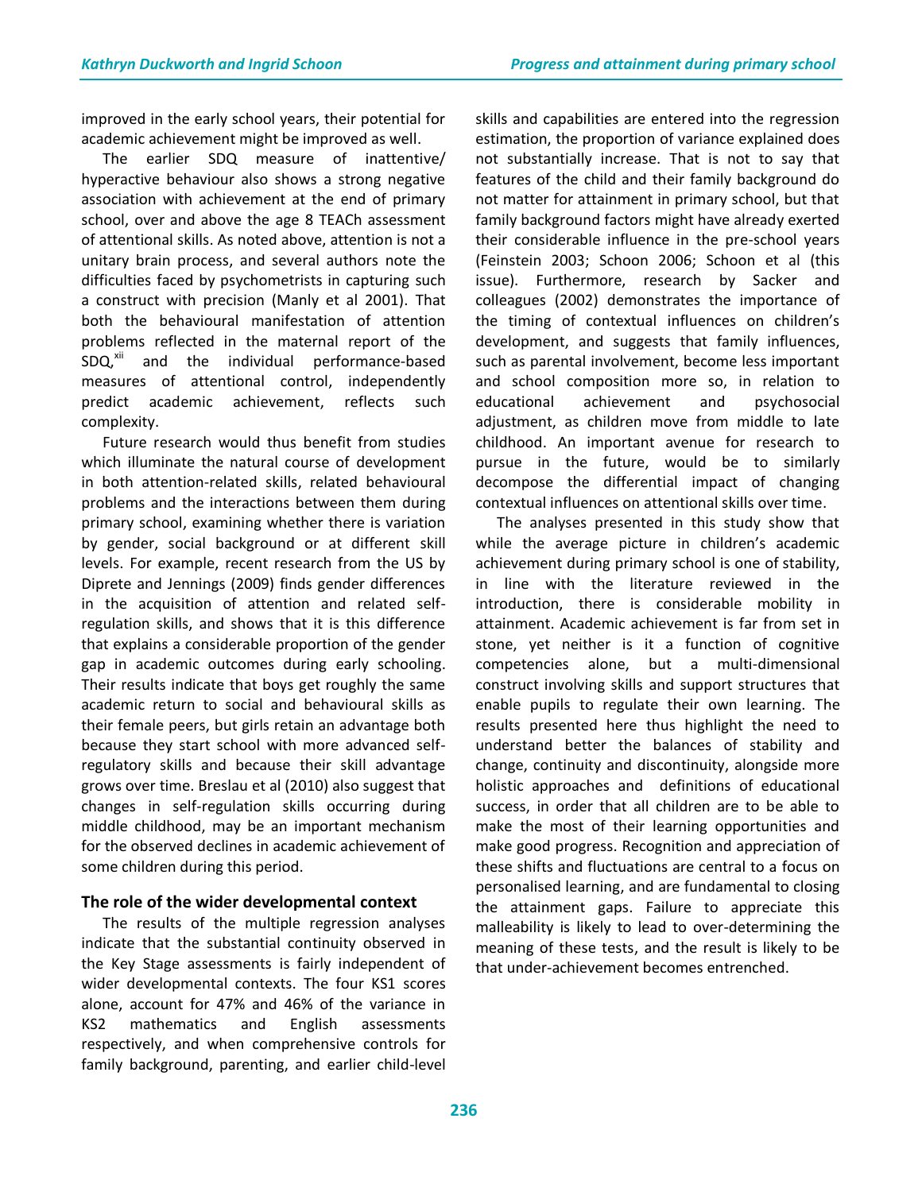improved in the early school years, their potential for academic achievement might be improved as well.

The earlier SDQ measure of inattentive/ hyperactive behaviour also shows a strong negative association with achievement at the end of primary school, over and above the age 8 TEACh assessment of attentional skills. As noted above, attention is not a unitary brain process, and several authors note the difficulties faced by psychometrists in capturing such a construct with precision (Manly et al 2001). That both the behavioural manifestation of attention problems reflected in the maternal report of the SDQ,[xii] and the individual performance-based measures of attentional control, independently predict academic achievement, reflects such complexity.

Future research would thus benefit from studies which illuminate the natural course of development in both attention-related skills, related behavioural problems and the interactions between them during primary school, examining whether there is variation by gender, social background or at different skill levels. For example, recent research from the US by Diprete and Jennings (2009) finds gender differences in the acquisition of attention and related self-regulation skills, and shows that it is this difference that explains a considerable proportion of the gender gap in academic outcomes during early schooling. Their results indicate that boys get roughly the same academic return to social and behavioural skills as their female peers, but girls retain an advantage both because they start school with more advanced self-regulatory skills and because their skill advantage grows over time. Breslau et al (2010) also suggest that changes in self-regulation skills occurring during middle childhood, may be an important mechanism for the observed declines in academic achievement of some children during this period.

### The role of the wider developmental context

The results of the multiple regression analyses indicate that the substantial continuity observed in the Key Stage assessments is fairly independent of wider developmental contexts. The four KS1 scores alone, account for 47% and 46% of the variance in KS2 mathematics and English assessments respectively, and when comprehensive controls for family background, parenting, and earlier child-level skills and capabilities are entered into the regression estimation, the proportion of variance explained does not substantially increase. That is not to say that features of the child and their family background do not matter for attainment in primary school, but that family background factors might have already exerted their considerable influence in the pre-school years (Feinstein 2003; Schoon 2006; Schoon et al (this issue). Furthermore, research by Sacker and colleagues (2002) demonstrates the importance of the timing of contextual influences on children's development, and suggests that family influences, such as parental involvement, become less important and school composition more so, in relation to educational achievement and psychosocial adjustment, as children move from middle to late childhood. An important avenue for research to pursue in the future, would be to similarly decompose the differential impact of changing contextual influences on attentional skills over time.

The analyses presented in this study show that while the average picture in children's academic achievement during primary school is one of stability, in line with the literature reviewed in the introduction, there is considerable mobility in attainment. Academic achievement is far from set in stone, yet neither is it a function of cognitive competencies alone, but a multi-dimensional construct involving skills and support structures that enable pupils to regulate their own learning. The results presented here thus highlight the need to understand better the balances of stability and change, continuity and discontinuity, alongside more holistic approaches and definitions of educational success, in order that all children are to be able to make the most of their learning opportunities and make good progress. Recognition and appreciation of these shifts and fluctuations are central to a focus on personalised learning, and are fundamental to closing the attainment gaps. Failure to appreciate this malleability is likely to lead to over-determining the meaning of these tests, and the result is likely to be that under-achievement becomes entrenched.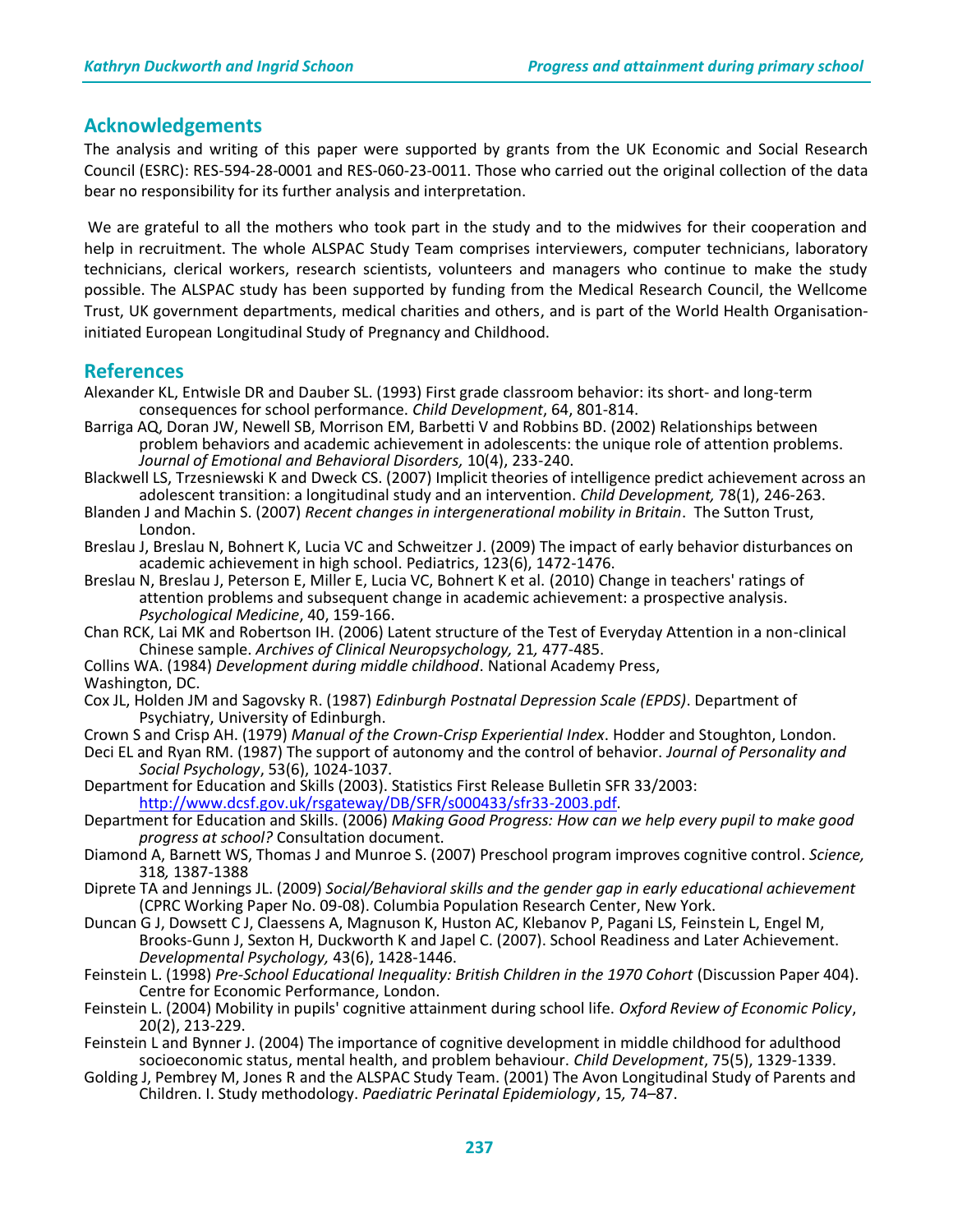## Acknowledgements

The analysis and writing of this paper were supported by grants from the UK Economic and Social Research Council (ESRC): RES-594-28-0001 and RES-060-23-0011. Those who carried out the original collection of the data bear no responsibility for its further analysis and interpretation.

We are grateful to all the mothers who took part in the study and to the midwives for their cooperation and help in recruitment. The whole ALSPAC Study Team comprises interviewers, computer technicians, laboratory technicians, clerical workers, research scientists, volunteers and managers who continue to make the study possible. The ALSPAC study has been supported by funding from the Medical Research Council, the Wellcome Trust, UK government departments, medical charities and others, and is part of the World Health Organisation-initiated European Longitudinal Study of Pregnancy and Childhood.

## References

Alexander KL, Entwisle DR and Dauber SL. (1993) First grade classroom behavior: its short- and long-term consequences for school performance. *Child Development*, 64, 801-814.

Barriga AQ, Doran JW, Newell SB, Morrison EM, Barbetti V and Robbins BD. (2002) Relationships between problem behaviors and academic achievement in adolescents: the unique role of attention problems. *Journal of Emotional and Behavioral Disorders,* 10(4), 233-240.

Blackwell LS, Trzesniewski K and Dweck CS. (2007) Implicit theories of intelligence predict achievement across an adolescent transition: a longitudinal study and an intervention. *Child Development,* 78(1), 246-263.

Blanden J and Machin S. (2007) *Recent changes in intergenerational mobility in Britain*. The Sutton Trust, London.

Breslau J, Breslau N, Bohnert K, Lucia VC and Schweitzer J. (2009) The impact of early behavior disturbances on academic achievement in high school. Pediatrics, 123(6), 1472-1476.

Breslau N, Breslau J, Peterson E, Miller E, Lucia VC, Bohnert K et al. (2010) Change in teachers' ratings of attention problems and subsequent change in academic achievement: a prospective analysis. *Psychological Medicine*, 40, 159-166.

Chan RCK, Lai MK and Robertson IH. (2006) Latent structure of the Test of Everyday Attention in a non-clinical Chinese sample. *Archives of Clinical Neuropsychology,* 21*,* 477-485.

Collins WA. (1984) *Development during middle childhood*. National Academy Press, Washington, DC.

Cox JL, Holden JM and Sagovsky R. (1987) *Edinburgh Postnatal Depression Scale (EPDS)*. Department of Psychiatry, University of Edinburgh.

Crown S and Crisp AH. (1979) *Manual of the Crown-Crisp Experiential Index*. Hodder and Stoughton, London.

Deci EL and Ryan RM. (1987) The support of autonomy and the control of behavior. *Journal of Personality and Social Psychology*, 53(6), 1024-1037.

Department for Education and Skills (2003). Statistics First Release Bulletin SFR 33/2003: http://www.dcsf.gov.uk/rsgateway/DB/SFR/s000433/sfr33-2003.pdf.

Department for Education and Skills. (2006) *Making Good Progress: How can we help every pupil to make good progress at school?* Consultation document.

Diamond A, Barnett WS, Thomas J and Munroe S. (2007) Preschool program improves cognitive control. *Science,* 318*,* 1387-1388

Diprete TA and Jennings JL. (2009) *Social/Behavioral skills and the gender gap in early educational achievement* (CPRC Working Paper No. 09-08). Columbia Population Research Center, New York.

Duncan G J, Dowsett C J, Claessens A, Magnuson K, Huston AC, Klebanov P, Pagani LS, Feinstein L, Engel M, Brooks-Gunn J, Sexton H, Duckworth K and Japel C. (2007). School Readiness and Later Achievement. *Developmental Psychology,* 43(6), 1428-1446.

Feinstein L. (1998) *Pre-School Educational Inequality: British Children in the 1970 Cohort* (Discussion Paper 404). Centre for Economic Performance, London.

Feinstein L. (2004) Mobility in pupils' cognitive attainment during school life. *Oxford Review of Economic Policy*, 20(2), 213-229.

Feinstein L and Bynner J. (2004) The importance of cognitive development in middle childhood for adulthood socioeconomic status, mental health, and problem behaviour. *Child Development*, 75(5), 1329-1339.

Golding J, Pembrey M, Jones R and the ALSPAC Study Team. (2001) The Avon Longitudinal Study of Parents and Children. I. Study methodology. *Paediatric Perinatal Epidemiology*, 15*,* 74–87.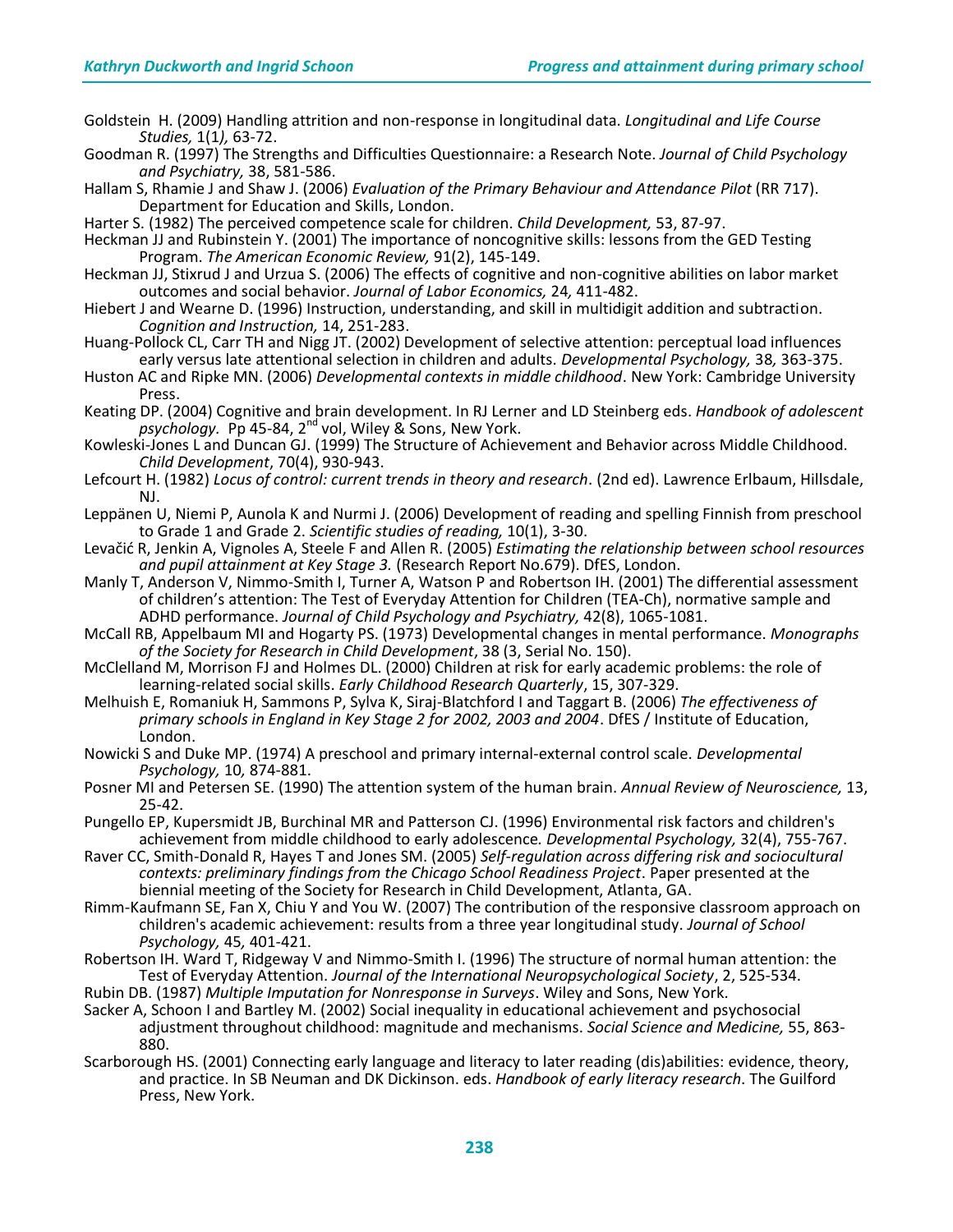Goldstein H. (2009) Handling attrition and non-response in longitudinal data. *Longitudinal and Life Course Studies,* 1(1*),* 63-72.

Goodman R. (1997) The Strengths and Difficulties Questionnaire: a Research Note. *Journal of Child Psychology and Psychiatry,* 38, 581-586.

Hallam S, Rhamie J and Shaw J. (2006) *Evaluation of the Primary Behaviour and Attendance Pilot* (RR 717). Department for Education and Skills, London.

Harter S. (1982) The perceived competence scale for children. *Child Development,* 53, 87-97.

Heckman JJ and Rubinstein Y. (2001) The importance of noncognitive skills: lessons from the GED Testing Program. *The American Economic Review,* 91(2), 145-149.

Heckman JJ, Stixrud J and Urzua S. (2006) The effects of cognitive and non-cognitive abilities on labor market outcomes and social behavior. *Journal of Labor Economics,* 24*,* 411-482.

Hiebert J and Wearne D. (1996) Instruction, understanding, and skill in multidigit addition and subtraction. *Cognition and Instruction,* 14, 251-283.

Huang-Pollock CL, Carr TH and Nigg JT. (2002) Development of selective attention: perceptual load influences early versus late attentional selection in children and adults. *Developmental Psychology,* 38*,* 363-375.

Huston AC and Ripke MN. (2006) *Developmental contexts in middle childhood*. New York: Cambridge University Press.

Keating DP. (2004) Cognitive and brain development. In RJ Lerner and LD Steinberg eds. *Handbook of adolescent psychology.* Pp 45-84, 2nd vol, Wiley & Sons, New York.

Kowleski-Jones L and Duncan GJ. (1999) The Structure of Achievement and Behavior across Middle Childhood. *Child Development*, 70(4), 930-943.

Lefcourt H. (1982) *Locus of control: current trends in theory and research*. (2nd ed). Lawrence Erlbaum, Hillsdale, NJ.

Leppänen U, Niemi P, Aunola K and Nurmi J. (2006) Development of reading and spelling Finnish from preschool to Grade 1 and Grade 2. *Scientific studies of reading,* 10(1), 3-30.

Levačić R, Jenkin A, Vignoles A, Steele F and Allen R. (2005) *Estimating the relationship between school resources and pupil attainment at Key Stage 3.* (Research Report No.679). DfES, London.

Manly T, Anderson V, Nimmo-Smith I, Turner A, Watson P and Robertson IH. (2001) The differential assessment of children's attention: The Test of Everyday Attention for Children (TEA-Ch), normative sample and ADHD performance. *Journal of Child Psychology and Psychiatry,* 42(8), 1065-1081.

McCall RB, Appelbaum MI and Hogarty PS. (1973) Developmental changes in mental performance. *Monographs of the Society for Research in Child Development*, 38 (3, Serial No. 150).

McClelland M, Morrison FJ and Holmes DL. (2000) Children at risk for early academic problems: the role of learning-related social skills. *Early Childhood Research Quarterly*, 15, 307-329.

Melhuish E, Romaniuk H, Sammons P, Sylva K, Siraj-Blatchford I and Taggart B. (2006) *The effectiveness of primary schools in England in Key Stage 2 for 2002, 2003 and 2004*. DfES / Institute of Education, London.

Nowicki S and Duke MP. (1974) A preschool and primary internal-external control scale. *Developmental Psychology,* 10*,* 874-881.

Posner MI and Petersen SE. (1990) The attention system of the human brain. *Annual Review of Neuroscience,* 13, 25-42.

Pungello EP, Kupersmidt JB, Burchinal MR and Patterson CJ. (1996) Environmental risk factors and children's achievement from middle childhood to early adolescence*. Developmental Psychology,* 32(4), 755-767.

Raver CC, Smith-Donald R, Hayes T and Jones SM. (2005) *Self-regulation across differing risk and sociocultural contexts: preliminary findings from the Chicago School Readiness Project*. Paper presented at the biennial meeting of the Society for Research in Child Development, Atlanta, GA.

Rimm-Kaufmann SE, Fan X, Chiu Y and You W. (2007) The contribution of the responsive classroom approach on children's academic achievement: results from a three year longitudinal study. *Journal of School Psychology,* 45*,* 401-421.

Robertson IH. Ward T, Ridgeway V and Nimmo-Smith I. (1996) The structure of normal human attention: the Test of Everyday Attention. *Journal of the International Neuropsychological Society*, 2, 525-534.

Rubin DB. (1987) *Multiple Imputation for Nonresponse in Surveys*. Wiley and Sons, New York.

Sacker A, Schoon I and Bartley M. (2002) Social inequality in educational achievement and psychosocial adjustment throughout childhood: magnitude and mechanisms. *Social Science and Medicine,* 55, 863-880.

Scarborough HS. (2001) Connecting early language and literacy to later reading (dis)abilities: evidence, theory, and practice. In SB Neuman and DK Dickinson. eds. *Handbook of early literacy research*. The Guilford Press, New York.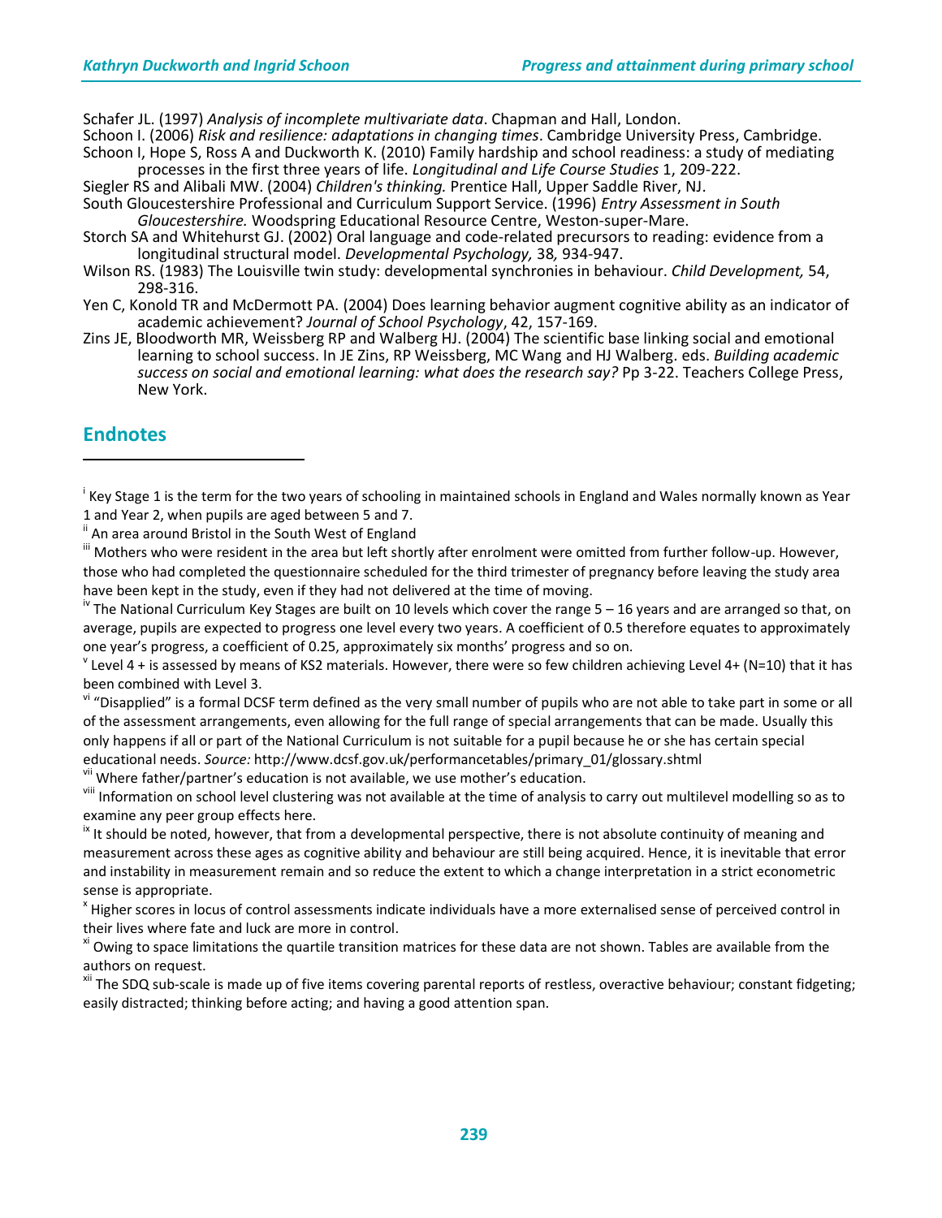Schafer JL. (1997) *Analysis of incomplete multivariate data*. Chapman and Hall, London.

Schoon I. (2006) *Risk and resilience: adaptations in changing times*. Cambridge University Press, Cambridge.

Schoon I, Hope S, Ross A and Duckworth K. (2010) Family hardship and school readiness: a study of mediating processes in the first three years of life. *Longitudinal and Life Course Studies* 1, 209-222.

Siegler RS and Alibali MW. (2004) *Children's thinking.* Prentice Hall, Upper Saddle River, NJ.

South Gloucestershire Professional and Curriculum Support Service. (1996) *Entry Assessment in South Gloucestershire.* Woodspring Educational Resource Centre, Weston-super-Mare.

Storch SA and Whitehurst GJ. (2002) Oral language and code-related precursors to reading: evidence from a longitudinal structural model. *Developmental Psychology,* 38*,* 934-947.

Wilson RS. (1983) The Louisville twin study: developmental synchronies in behaviour. *Child Development,* 54, 298-316.

Yen C, Konold TR and McDermott PA. (2004) Does learning behavior augment cognitive ability as an indicator of academic achievement? *Journal of School Psychology*, 42, 157-169.

Zins JE, Bloodworth MR, Weissberg RP and Walberg HJ. (2004) The scientific base linking social and emotional learning to school success. In JE Zins, RP Weissberg, MC Wang and HJ Walberg. eds. *Building academic success on social and emotional learning: what does the research say?* Pp 3-22. Teachers College Press, New York.

## Endnotes

---

[i] Key Stage 1 is the term for the two years of schooling in maintained schools in England and Wales normally known as Year 1 and Year 2, when pupils are aged between 5 and 7.

[ii] An area around Bristol in the South West of England

[iii] Mothers who were resident in the area but left shortly after enrolment were omitted from further follow-up. However, those who had completed the questionnaire scheduled for the third trimester of pregnancy before leaving the study area have been kept in the study, even if they had not delivered at the time of moving.

[iv] The National Curriculum Key Stages are built on 10 levels which cover the range 5 – 16 years and are arranged so that, on average, pupils are expected to progress one level every two years. A coefficient of 0.5 therefore equates to approximately one year's progress, a coefficient of 0.25, approximately six months' progress and so on.

[v] Level 4 + is assessed by means of KS2 materials. However, there were so few children achieving Level 4+ (N=10) that it has been combined with Level 3.

[vi] "Disapplied" is a formal DCSF term defined as the very small number of pupils who are not able to take part in some or all of the assessment arrangements, even allowing for the full range of special arrangements that can be made. Usually this only happens if all or part of the National Curriculum is not suitable for a pupil because he or she has certain special educational needs. *Source:* http://www.dcsf.gov.uk/performancetables/primary_01/glossary.shtml

[vii] Where father/partner's education is not available, we use mother's education.

[viii] Information on school level clustering was not available at the time of analysis to carry out multilevel modelling so as to examine any peer group effects here.

[ix] It should be noted, however, that from a developmental perspective, there is not absolute continuity of meaning and measurement across these ages as cognitive ability and behaviour are still being acquired. Hence, it is inevitable that error and instability in measurement remain and so reduce the extent to which a change interpretation in a strict econometric sense is appropriate.

[x] Higher scores in locus of control assessments indicate individuals have a more externalised sense of perceived control in their lives where fate and luck are more in control.

[xi] Owing to space limitations the quartile transition matrices for these data are not shown. Tables are available from the authors on request.

[xii] The SDQ sub-scale is made up of five items covering parental reports of restless, overactive behaviour; constant fidgeting; easily distracted; thinking before acting; and having a good attention span.